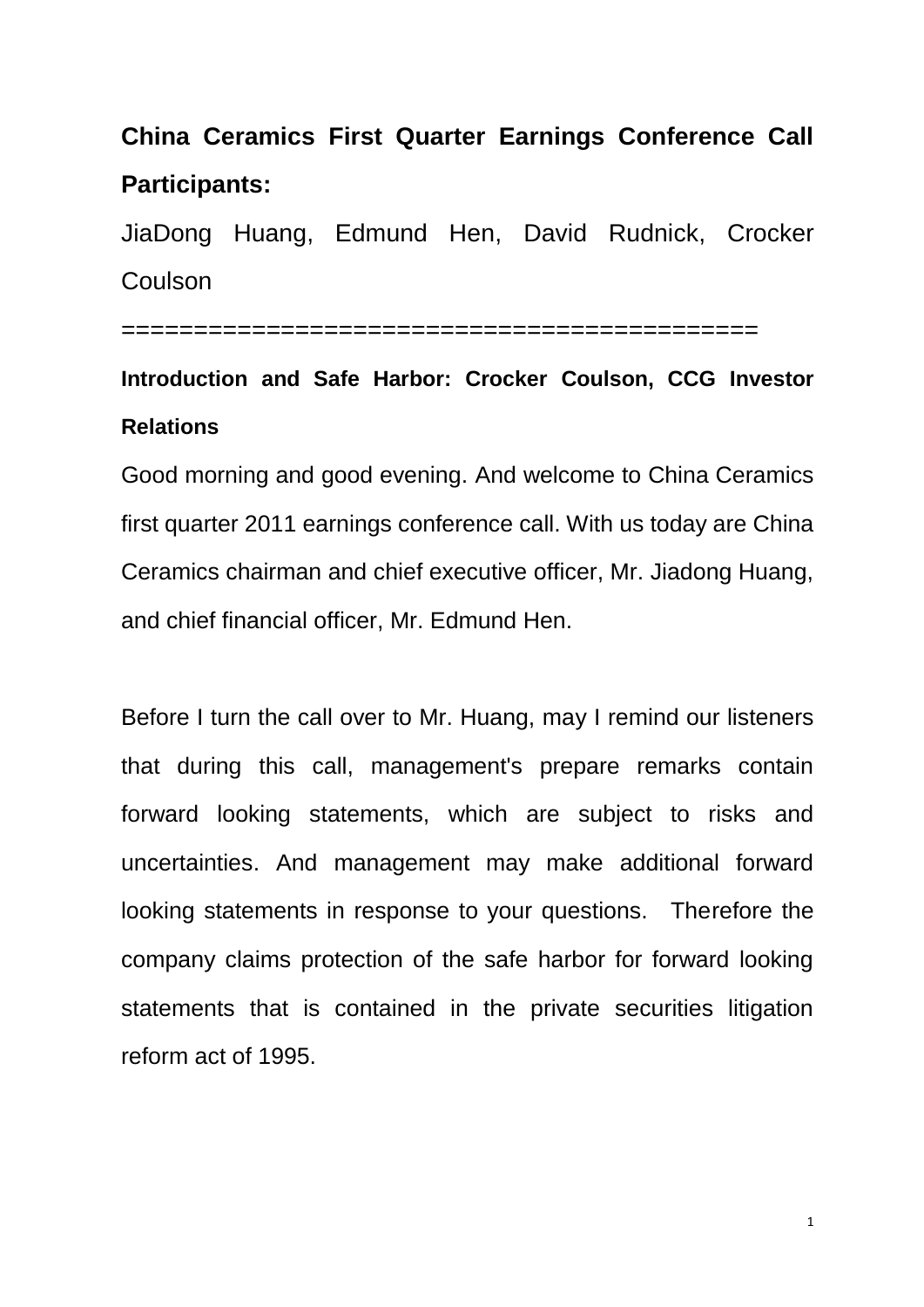**China Ceramics First Quarter Earnings Conference Call Participants:**

JiaDong Huang, Edmund Hen, David Rudnick, Crocker Coulson

==========================================

**Introduction and Safe Harbor: Crocker Coulson, CCG Investor Relations**

Good morning and good evening. And welcome to China Ceramics first quarter 2011 earnings conference call. With us today are China Ceramics chairman and chief executive officer, Mr. Jiadong Huang, and chief financial officer, Mr. Edmund Hen.

Before I turn the call over to Mr. Huang, may I remind our listeners that during this call, management's prepare remarks contain forward looking statements, which are subject to risks and uncertainties. And management may make additional forward looking statements in response to your questions. Therefore the company claims protection of the safe harbor for forward looking statements that is contained in the private securities litigation reform act of 1995.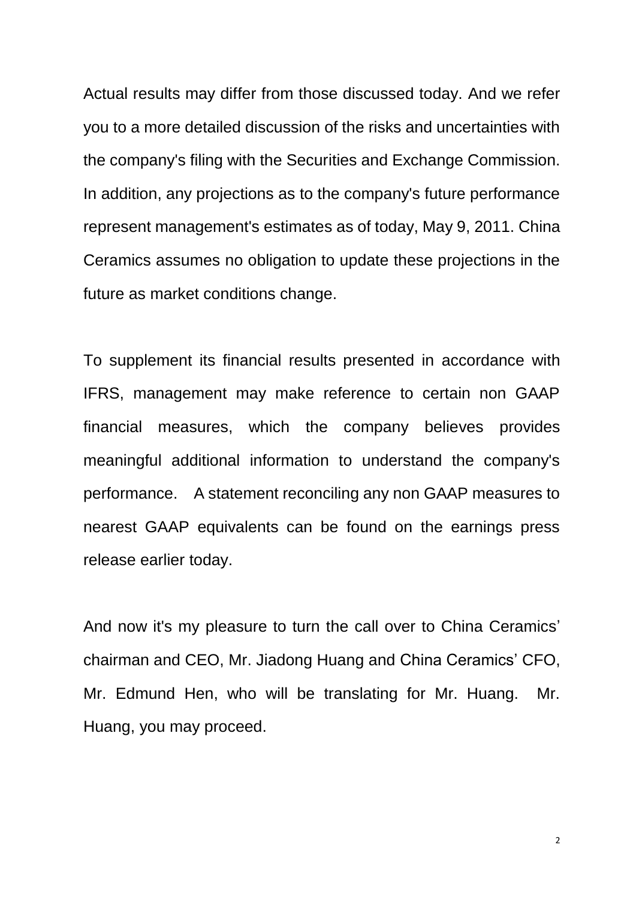Actual results may differ from those discussed today. And we refer you to a more detailed discussion of the risks and uncertainties with the company's filing with the Securities and Exchange Commission. In addition, any projections as to the company's future performance represent management's estimates as of today, May 9, 2011. China Ceramics assumes no obligation to update these projections in the future as market conditions change.

To supplement its financial results presented in accordance with IFRS, management may make reference to certain non GAAP financial measures, which the company believes provides meaningful additional information to understand the company's performance. A statement reconciling any non GAAP measures to nearest GAAP equivalents can be found on the earnings press release earlier today.

And now it's my pleasure to turn the call over to China Ceramics' chairman and CEO, Mr. Jiadong Huang and China Ceramics' CFO, Mr. Edmund Hen, who will be translating for Mr. Huang. Mr. Huang, you may proceed.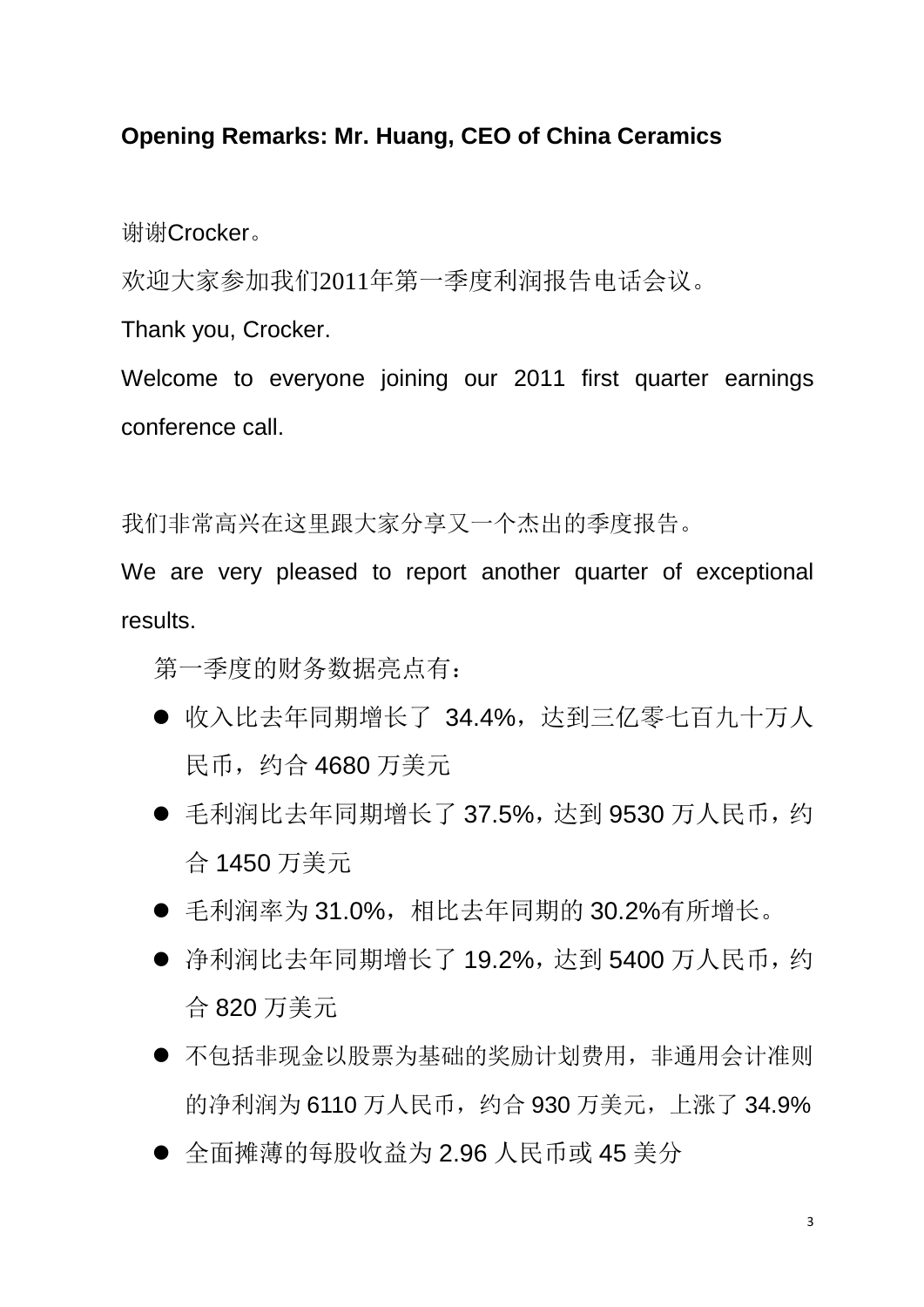**Opening Remarks: Mr. Huang, CEO of China Ceramics**

谢谢Crocker。

欢迎大家参加我们2011年第一季度利润报告电话会议。

Thank you, Crocker.

Welcome to everyone joining our 2011 first quarter earnings conference call.

我们非常高兴在这里跟大家分享又一个杰出的季度报告。

We are very pleased to report another quarter of exceptional results.

第一季度的财务数据亮点有：

- 收入比去年同期增长了 34.4%，达到三亿零七百九十万人民币，约合 4680 万美元
- 毛利润比去年同期增长了 37.5%，达到 9530 万人民币，约合 1450 万美元
- 毛利润率为 31.0%，相比去年同期的 30.2%有所增长。
- 净利润比去年同期增长了 19.2%，达到 5400 万人民币，约合 820 万美元
- 不包括非现金以股票为基础的奖励计划费用，非通用会计准则的净利润为 6110 万人民币，约合 930 万美元，上涨了 34.9%
- 全面摊薄的每股收益为 2.96 人民币或 45 美分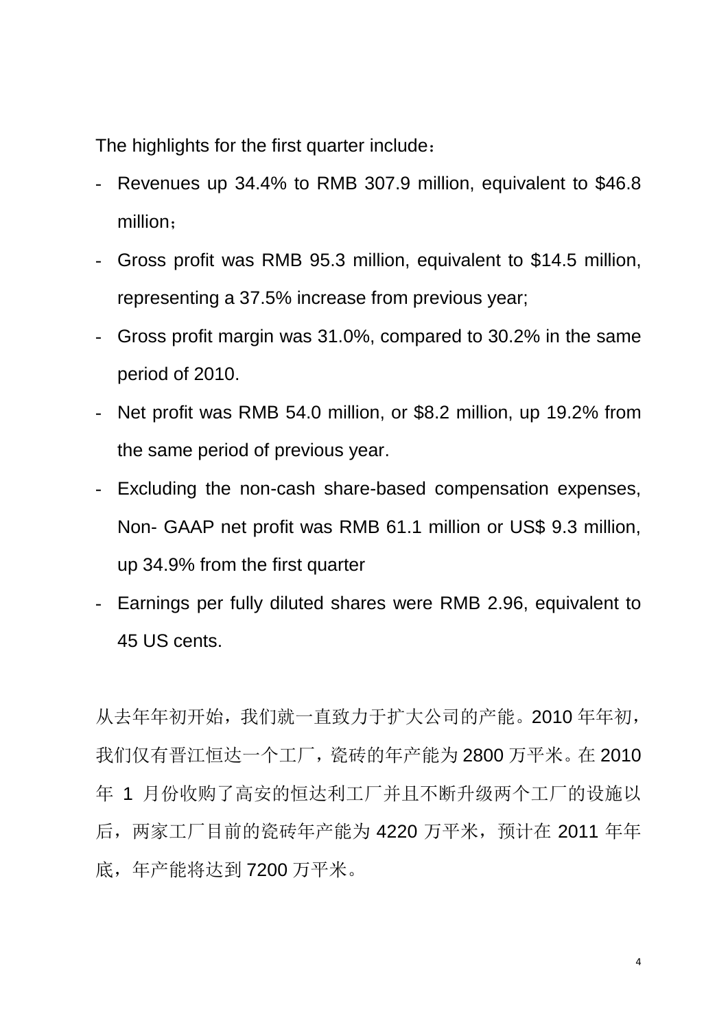The highlights for the first quarter include：

- Revenues up 34.4% to RMB 307.9 million, equivalent to $46.8 million；
- Gross profit was RMB 95.3 million, equivalent to $14.5 million, representing a 37.5% increase from previous year;
- Gross profit margin was 31.0%, compared to 30.2% in the same period of 2010.
- Net profit was RMB 54.0 million, or $8.2 million, up 19.2% from the same period of previous year.
- Excluding the non-cash share-based compensation expenses, Non- GAAP net profit was RMB 61.1 million or US$ 9.3 million, up 34.9% from the first quarter
- Earnings per fully diluted shares were RMB 2.96, equivalent to 45 US cents.

从去年年初开始，我们就一直致力于扩大公司的产能。2010 年年初，我们仅有晋江恒达一个工厂，瓷砖的年产能为 2800 万平米。在 2010 年 1 月份收购了高安的恒达利工厂并且不断升级两个工厂的设施以后，两家工厂目前的瓷砖年产能为 4220 万平米，预计在 2011 年年底，年产能将达到 7200 万平米。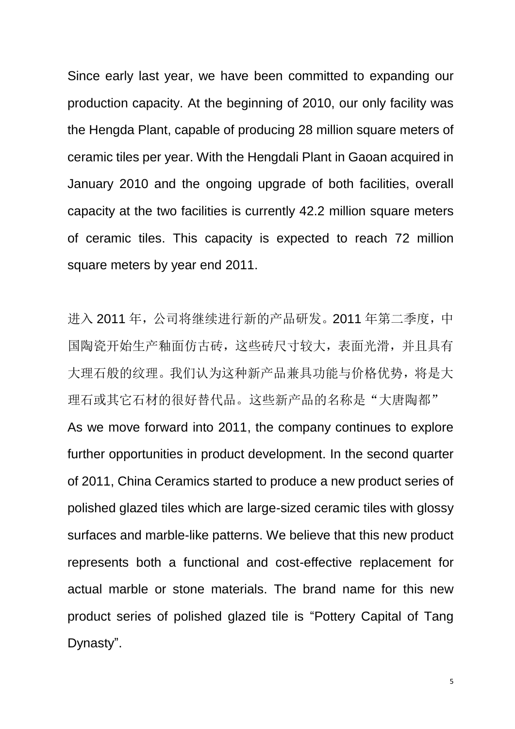Since early last year, we have been committed to expanding our production capacity. At the beginning of 2010, our only facility was the Hengda Plant, capable of producing 28 million square meters of ceramic tiles per year. With the Hengdali Plant in Gaoan acquired in January 2010 and the ongoing upgrade of both facilities, overall capacity at the two facilities is currently 42.2 million square meters of ceramic tiles. This capacity is expected to reach 72 million square meters by year end 2011.

进入 2011 年，公司将继续进行新的产品研发。2011 年第二季度，中国陶瓷开始生产釉面仿古砖，这些砖尺寸较大，表面光滑，并且具有大理石般的纹理。我们认为这种新产品兼具功能与价格优势，将是大理石或其它石材的很好替代品。这些新产品的名称是“大唐陶都”

As we move forward into 2011, the company continues to explore further opportunities in product development. In the second quarter of 2011, China Ceramics started to produce a new product series of polished glazed tiles which are large-sized ceramic tiles with glossy surfaces and marble-like patterns. We believe that this new product represents both a functional and cost-effective replacement for actual marble or stone materials. The brand name for this new product series of polished glazed tile is “Pottery Capital of Tang Dynasty”.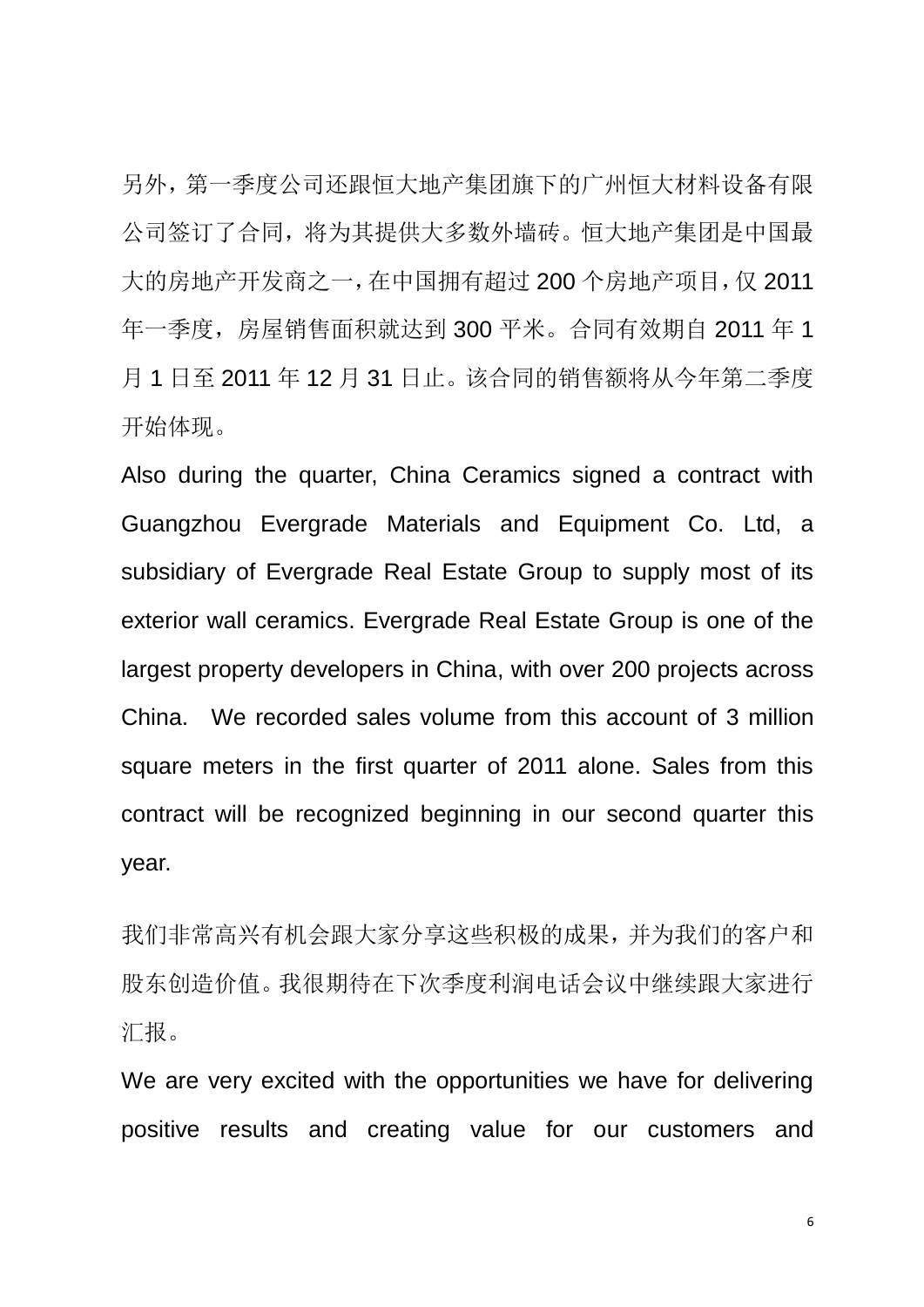另外，第一季度公司还跟恒大地产集团旗下的广州恒大材料设备有限公司签订了合同，将为其提供大多数外墙砖。恒大地产集团是中国最大的房地产开发商之一，在中国拥有超过 200 个房地产项目，仅 2011 年一季度，房屋销售面积就达到 300 平米。合同有效期自 2011 年 1 月 1 日至 2011 年 12 月 31 日止。该合同的销售额将从今年第二季度开始体现。

Also during the quarter, China Ceramics signed a contract with Guangzhou Evergrade Materials and Equipment Co. Ltd, a subsidiary of Evergrade Real Estate Group to supply most of its exterior wall ceramics. Evergrade Real Estate Group is one of the largest property developers in China, with over 200 projects across China. We recorded sales volume from this account of 3 million square meters in the first quarter of 2011 alone. Sales from this contract will be recognized beginning in our second quarter this year.

我们非常高兴有机会跟大家分享这些积极的成果，并为我们的客户和股东创造价值。我很期待在下次季度利润电话会议中继续跟大家进行汇报。

We are very excited with the opportunities we have for delivering positive results and creating value for our customers and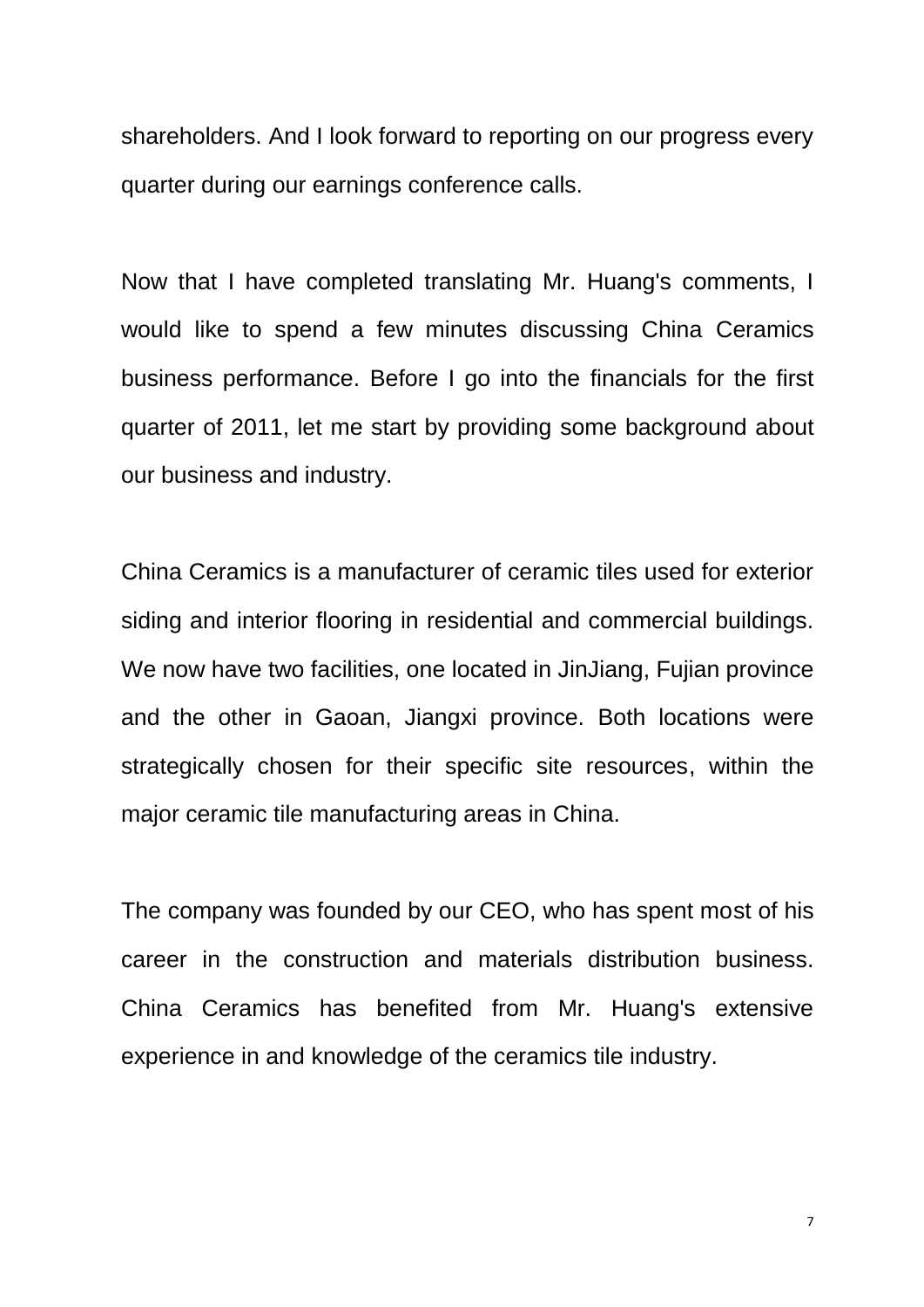shareholders. And I look forward to reporting on our progress every quarter during our earnings conference calls.

Now that I have completed translating Mr. Huang's comments, I would like to spend a few minutes discussing China Ceramics business performance. Before I go into the financials for the first quarter of 2011, let me start by providing some background about our business and industry.

China Ceramics is a manufacturer of ceramic tiles used for exterior siding and interior flooring in residential and commercial buildings. We now have two facilities, one located in JinJiang, Fujian province and the other in Gaoan, Jiangxi province. Both locations were strategically chosen for their specific site resources, within the major ceramic tile manufacturing areas in China.

The company was founded by our CEO, who has spent most of his career in the construction and materials distribution business. China Ceramics has benefited from Mr. Huang's extensive experience in and knowledge of the ceramics tile industry.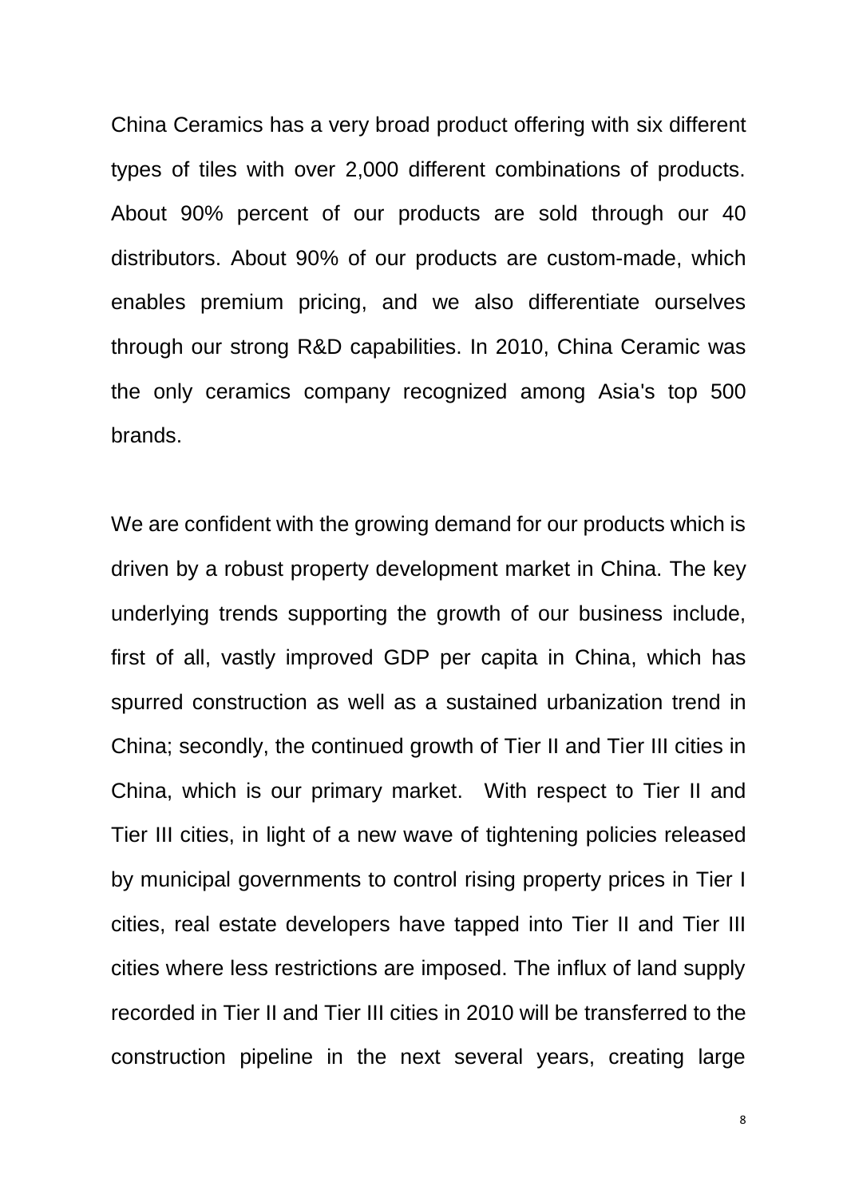China Ceramics has a very broad product offering with six different types of tiles with over 2,000 different combinations of products. About 90% percent of our products are sold through our 40 distributors. About 90% of our products are custom-made, which enables premium pricing, and we also differentiate ourselves through our strong R&D capabilities. In 2010, China Ceramic was the only ceramics company recognized among Asia's top 500 brands.

We are confident with the growing demand for our products which is driven by a robust property development market in China. The key underlying trends supporting the growth of our business include, first of all, vastly improved GDP per capita in China, which has spurred construction as well as a sustained urbanization trend in China; secondly, the continued growth of Tier II and Tier III cities in China, which is our primary market. With respect to Tier II and Tier III cities, in light of a new wave of tightening policies released by municipal governments to control rising property prices in Tier I cities, real estate developers have tapped into Tier II and Tier III cities where less restrictions are imposed. The influx of land supply recorded in Tier II and Tier III cities in 2010 will be transferred to the construction pipeline in the next several years, creating large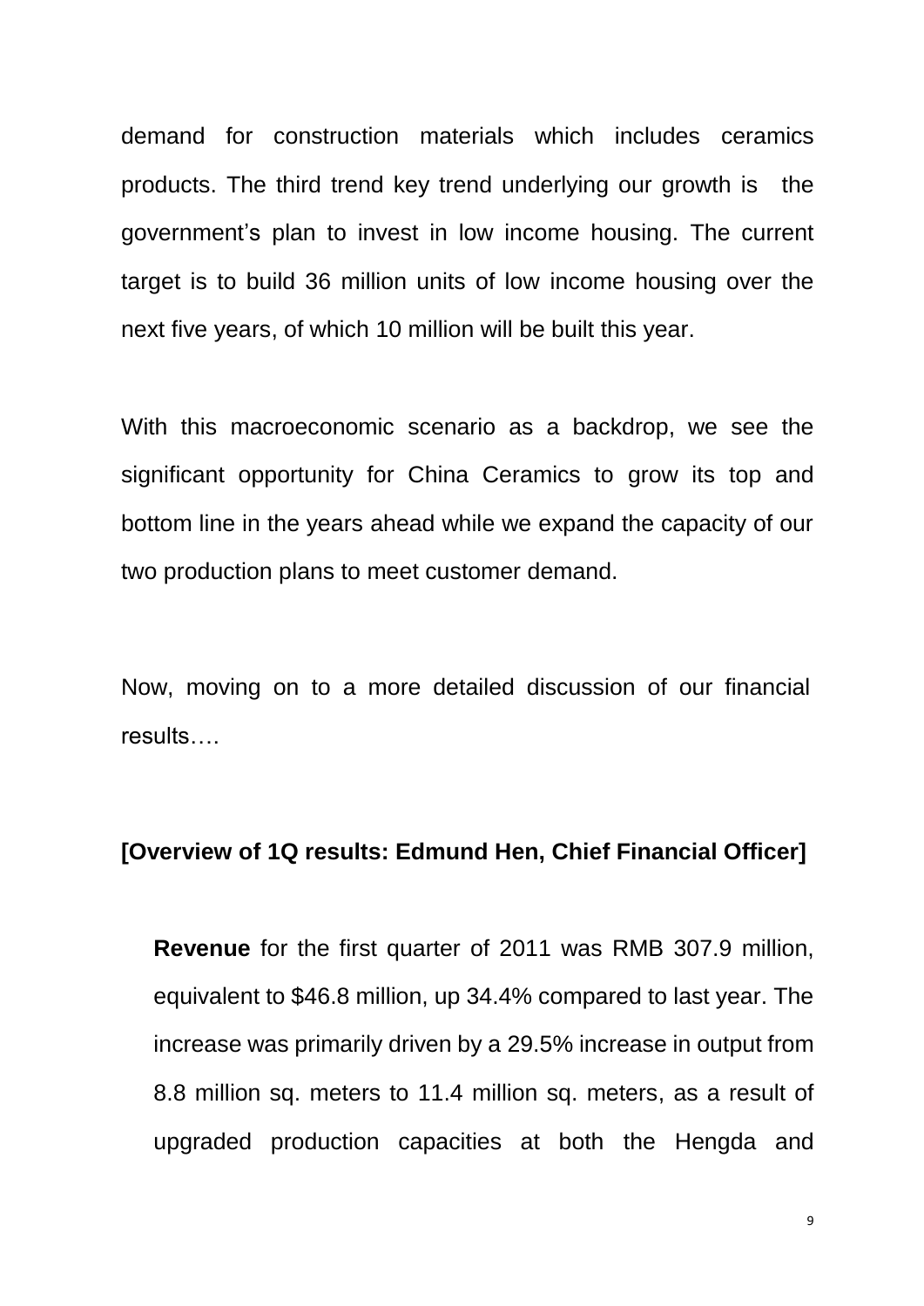demand for construction materials which includes ceramics products. The third trend key trend underlying our growth is the government's plan to invest in low income housing. The current target is to build 36 million units of low income housing over the next five years, of which 10 million will be built this year.

With this macroeconomic scenario as a backdrop, we see the significant opportunity for China Ceramics to grow its top and bottom line in the years ahead while we expand the capacity of our two production plans to meet customer demand.

Now, moving on to a more detailed discussion of our financial results….

**[Overview of 1Q results: Edmund Hen, Chief Financial Officer]**

**Revenue** for the first quarter of 2011 was RMB 307.9 million, equivalent to $46.8 million, up 34.4% compared to last year. The increase was primarily driven by a 29.5% increase in output from 8.8 million sq. meters to 11.4 million sq. meters, as a result of upgraded production capacities at both the Hengda and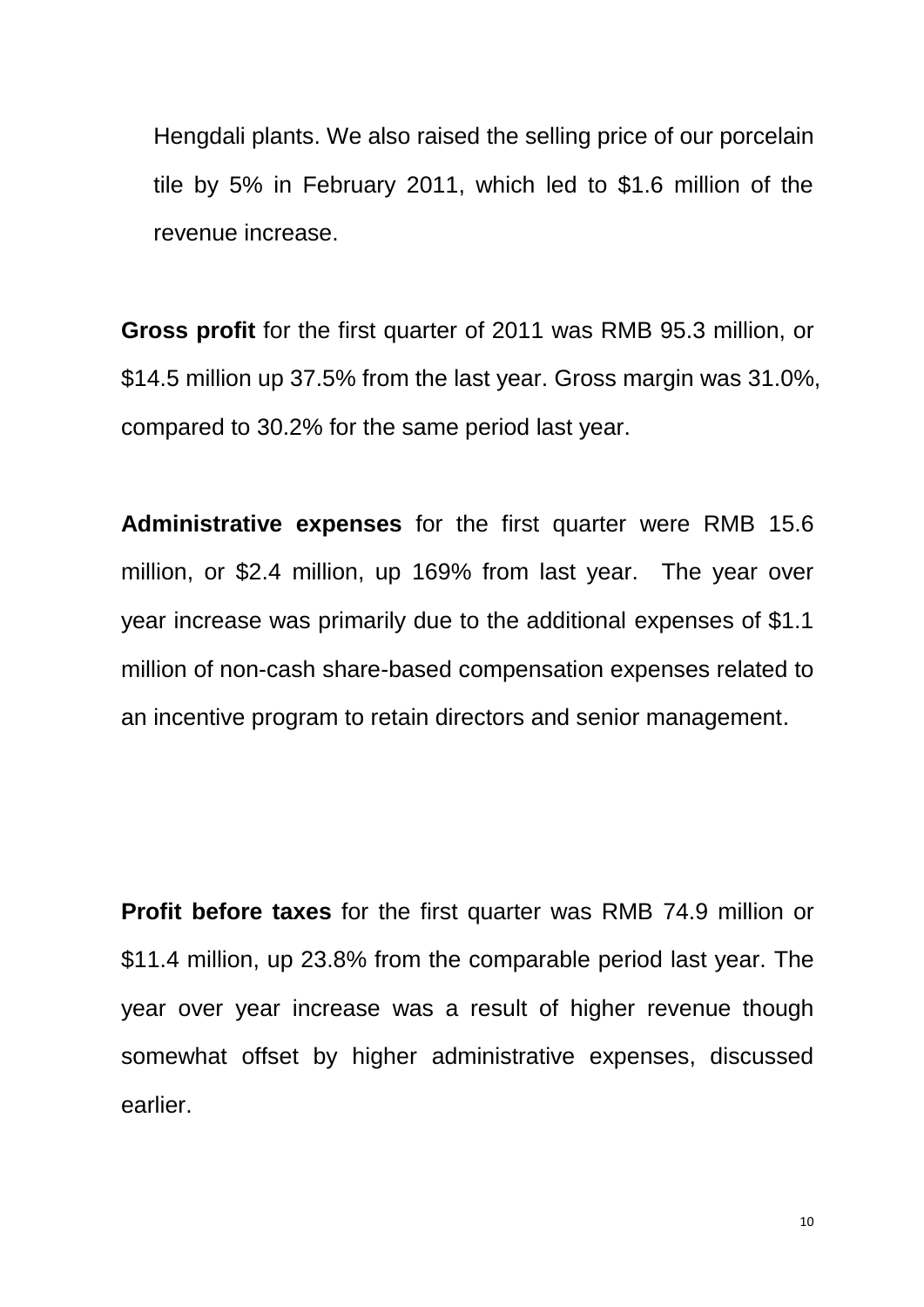Hengdali plants. We also raised the selling price of our porcelain tile by 5% in February 2011, which led to $1.6 million of the revenue increase.

**Gross profit** for the first quarter of 2011 was RMB 95.3 million, or $14.5 million up 37.5% from the last year. Gross margin was 31.0%, compared to 30.2% for the same period last year.

**Administrative expenses** for the first quarter were RMB 15.6 million, or $2.4 million, up 169% from last year. The year over year increase was primarily due to the additional expenses of $1.1 million of non-cash share-based compensation expenses related to an incentive program to retain directors and senior management.

**Profit before taxes** for the first quarter was RMB 74.9 million or $11.4 million, up 23.8% from the comparable period last year. The year over year increase was a result of higher revenue though somewhat offset by higher administrative expenses, discussed earlier.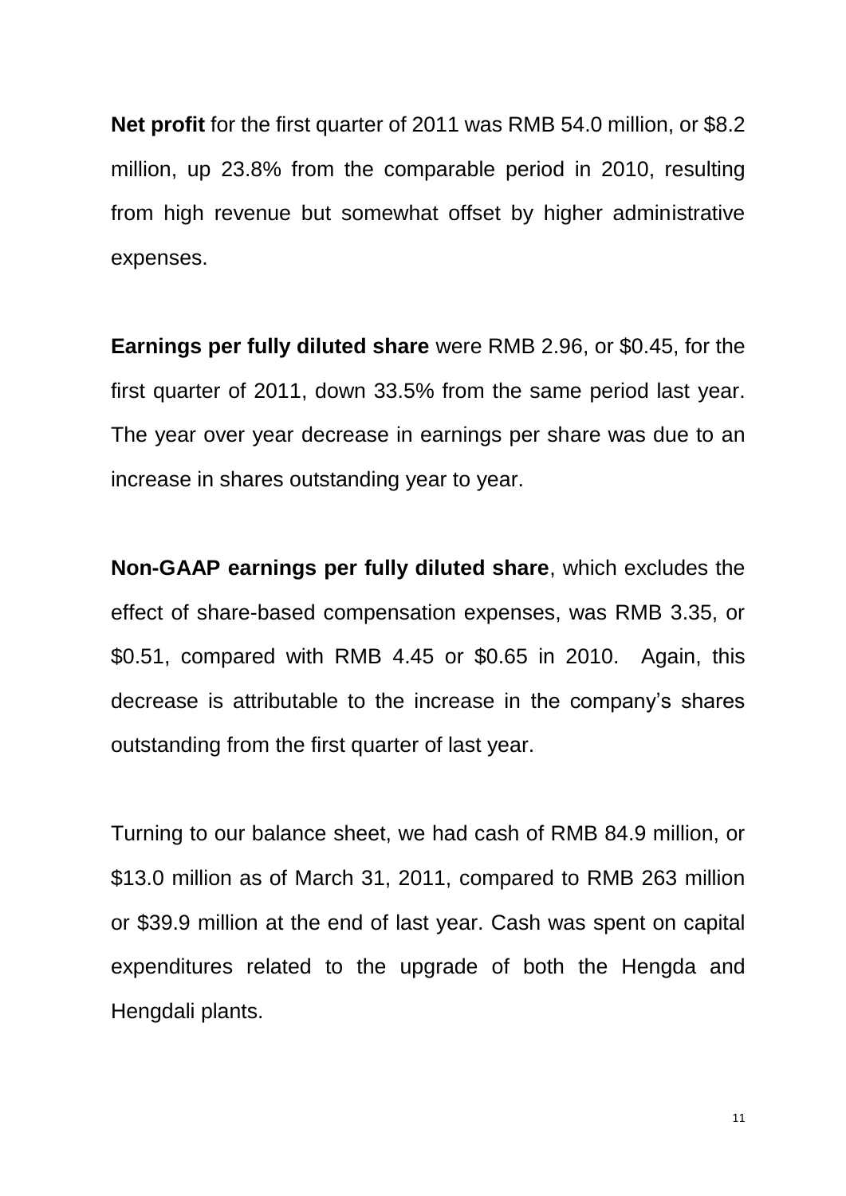**Net profit** for the first quarter of 2011 was RMB 54.0 million, or $8.2 million, up 23.8% from the comparable period in 2010, resulting from high revenue but somewhat offset by higher administrative expenses.

**Earnings per fully diluted share** were RMB 2.96, or $0.45, for the first quarter of 2011, down 33.5% from the same period last year. The year over year decrease in earnings per share was due to an increase in shares outstanding year to year.

**Non-GAAP earnings per fully diluted share**, which excludes the effect of share-based compensation expenses, was RMB 3.35, or $0.51, compared with RMB 4.45 or $0.65 in 2010. Again, this decrease is attributable to the increase in the company's shares outstanding from the first quarter of last year.

Turning to our balance sheet, we had cash of RMB 84.9 million, or $13.0 million as of March 31, 2011, compared to RMB 263 million or $39.9 million at the end of last year. Cash was spent on capital expenditures related to the upgrade of both the Hengda and Hengdali plants.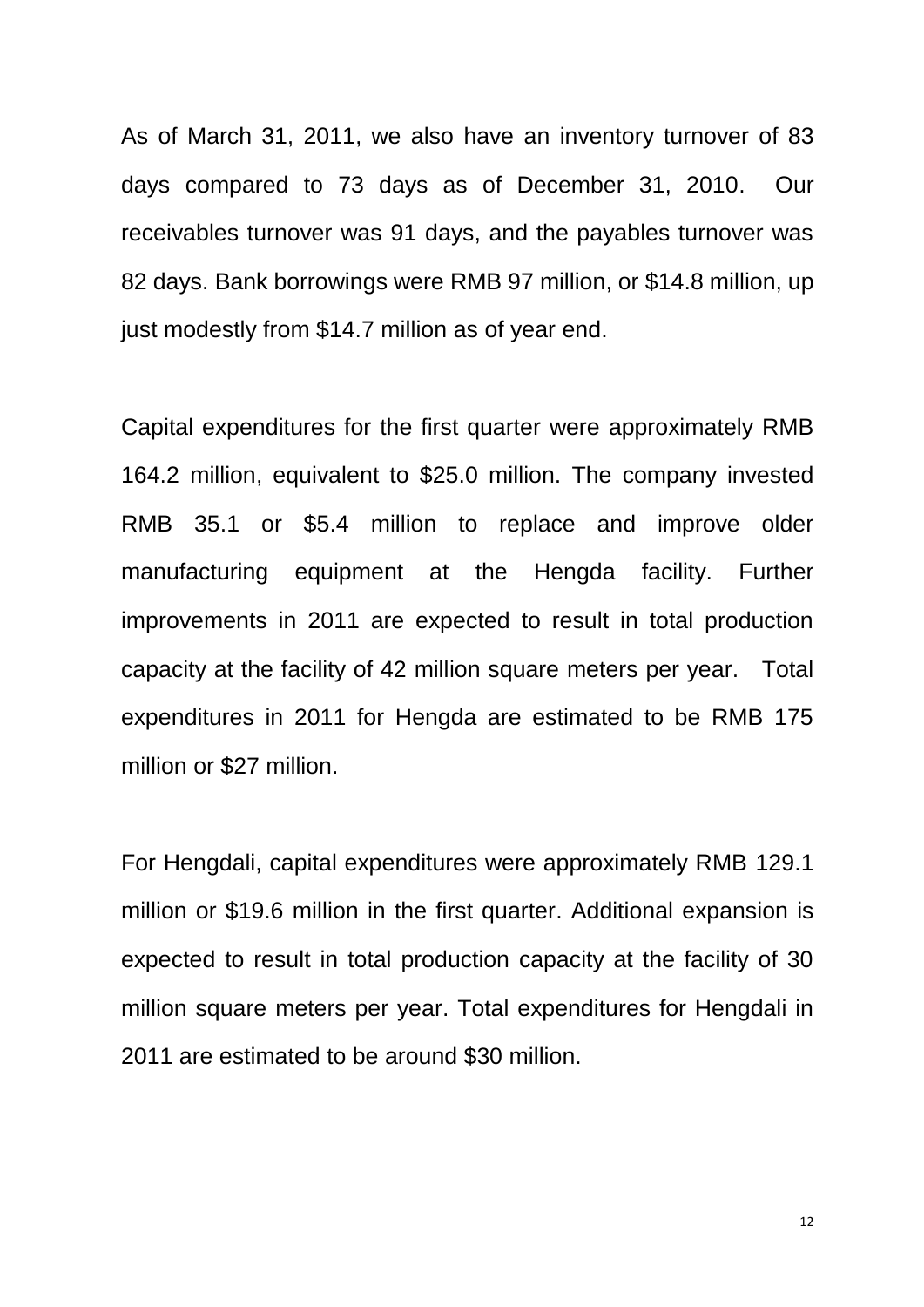As of March 31, 2011, we also have an inventory turnover of 83 days compared to 73 days as of December 31, 2010. Our receivables turnover was 91 days, and the payables turnover was 82 days. Bank borrowings were RMB 97 million, or $14.8 million, up just modestly from $14.7 million as of year end.

Capital expenditures for the first quarter were approximately RMB 164.2 million, equivalent to $25.0 million. The company invested RMB 35.1 or $5.4 million to replace and improve older manufacturing equipment at the Hengda facility. Further improvements in 2011 are expected to result in total production capacity at the facility of 42 million square meters per year. Total expenditures in 2011 for Hengda are estimated to be RMB 175 million or $27 million.

For Hengdali, capital expenditures were approximately RMB 129.1 million or $19.6 million in the first quarter. Additional expansion is expected to result in total production capacity at the facility of 30 million square meters per year. Total expenditures for Hengdali in 2011 are estimated to be around $30 million.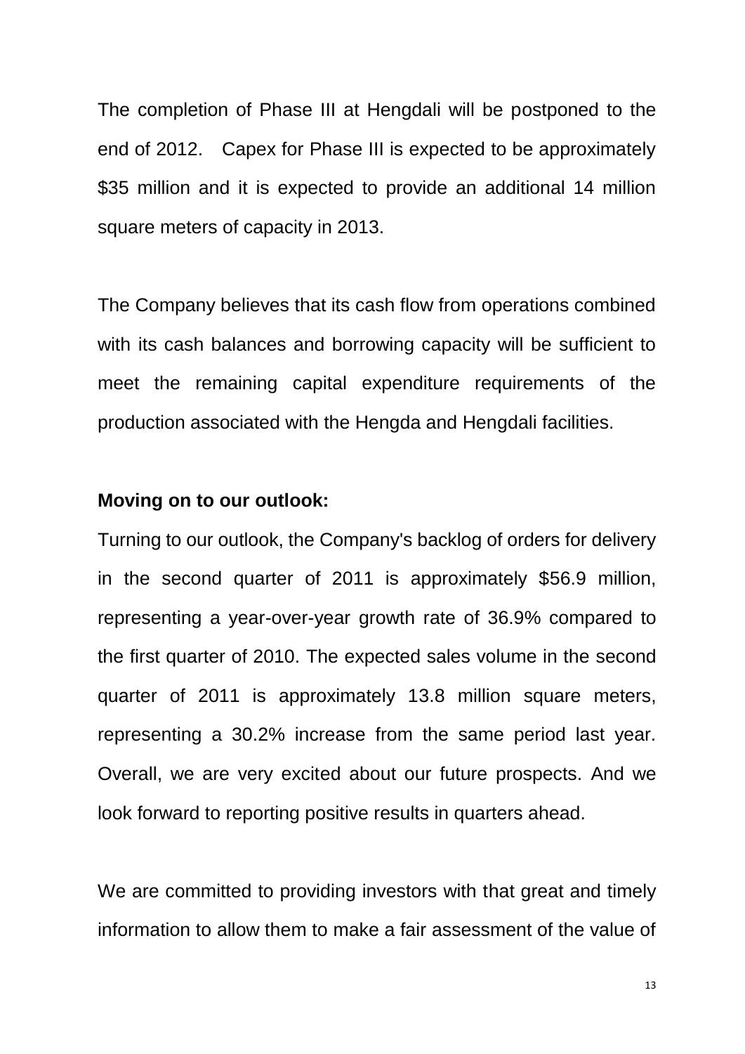The completion of Phase III at Hengdali will be postponed to the end of 2012. Capex for Phase III is expected to be approximately $35 million and it is expected to provide an additional 14 million square meters of capacity in 2013.

The Company believes that its cash flow from operations combined with its cash balances and borrowing capacity will be sufficient to meet the remaining capital expenditure requirements of the production associated with the Hengda and Hengdali facilities.

**Moving on to our outlook:**

Turning to our outlook, the Company's backlog of orders for delivery in the second quarter of 2011 is approximately $56.9 million, representing a year-over-year growth rate of 36.9% compared to the first quarter of 2010. The expected sales volume in the second quarter of 2011 is approximately 13.8 million square meters, representing a 30.2% increase from the same period last year. Overall, we are very excited about our future prospects. And we look forward to reporting positive results in quarters ahead.

We are committed to providing investors with that great and timely information to allow them to make a fair assessment of the value of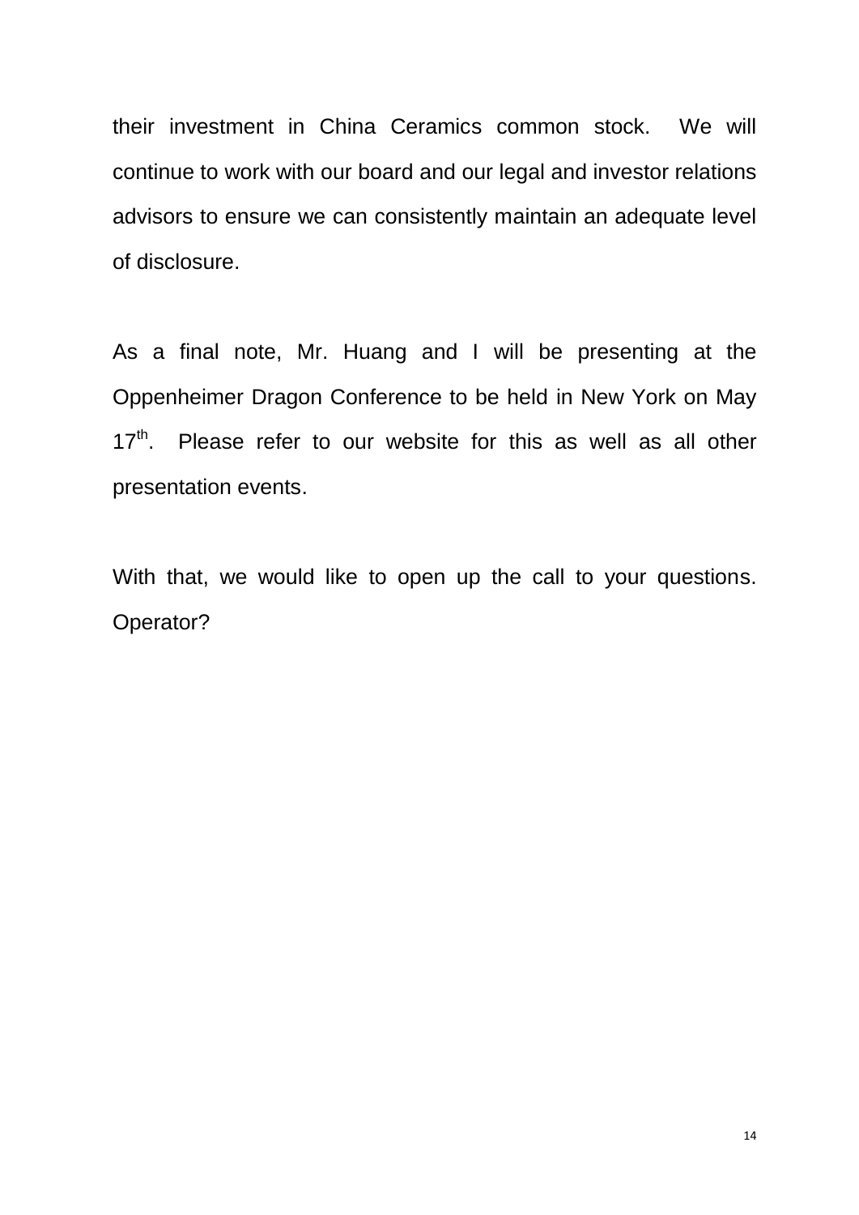their investment in China Ceramics common stock. We will continue to work with our board and our legal and investor relations advisors to ensure we can consistently maintain an adequate level of disclosure.

As a final note, Mr. Huang and I will be presenting at the Oppenheimer Dragon Conference to be held in New York on May 17th. Please refer to our website for this as well as all other presentation events.

With that, we would like to open up the call to your questions. Operator?